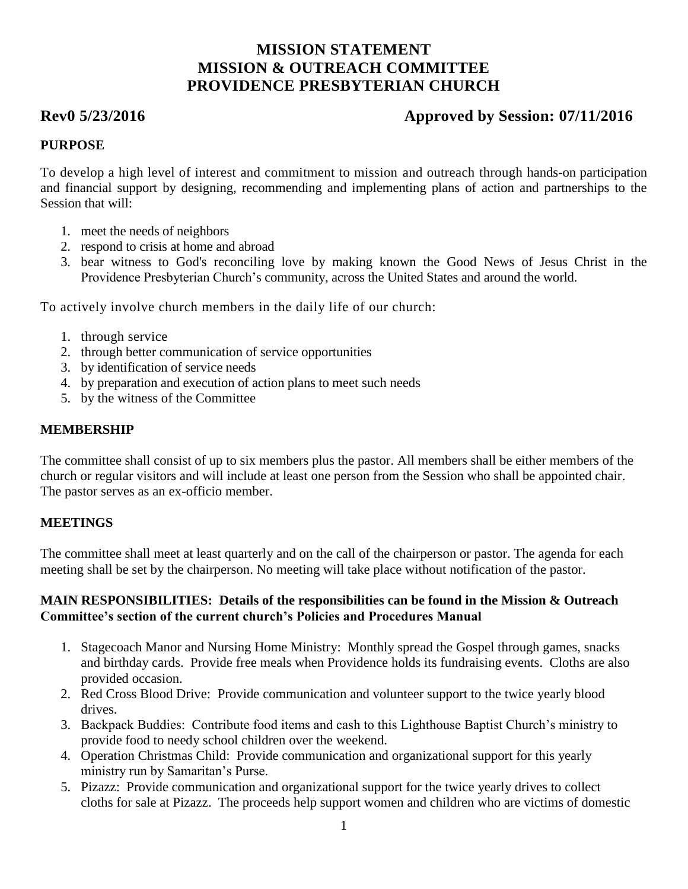# MISSION STATEMENT
# MISSION & OUTREACH COMMITTEE
# PROVIDENCE PRESBYTERIAN CHURCH

**Rev0 5/23/2016** **Approved by Session: 07/11/2016**

## PURPOSE

To develop a high level of interest and commitment to mission and outreach through hands-on participation and financial support by designing, recommending and implementing plans of action and partnerships to the Session that will:

1. meet the needs of neighbors
2. respond to crisis at home and abroad
3. bear witness to God's reconciling love by making known the Good News of Jesus Christ in the Providence Presbyterian Church's community, across the United States and around the world.

To actively involve church members in the daily life of our church:

1. through service
2. through better communication of service opportunities
3. by identification of service needs
4. by preparation and execution of action plans to meet such needs
5. by the witness of the Committee

## MEMBERSHIP

The committee shall consist of up to six members plus the pastor. All members shall be either members of the church or regular visitors and will include at least one person from the Session who shall be appointed chair. The pastor serves as an ex-officio member.

## MEETINGS

The committee shall meet at least quarterly and on the call of the chairperson or pastor. The agenda for each meeting shall be set by the chairperson. No meeting will take place without notification of the pastor.

## MAIN RESPONSIBILITIES: Details of the responsibilities can be found in the Mission & Outreach Committee's section of the current church's Policies and Procedures Manual

1. Stagecoach Manor and Nursing Home Ministry: Monthly spread the Gospel through games, snacks and birthday cards. Provide free meals when Providence holds its fundraising events. Cloths are also provided occasion.
2. Red Cross Blood Drive: Provide communication and volunteer support to the twice yearly blood drives.
3. Backpack Buddies: Contribute food items and cash to this Lighthouse Baptist Church's ministry to provide food to needy school children over the weekend.
4. Operation Christmas Child: Provide communication and organizational support for this yearly ministry run by Samaritan's Purse.
5. Pizazz: Provide communication and organizational support for the twice yearly drives to collect cloths for sale at Pizazz. The proceeds help support women and children who are victims of domestic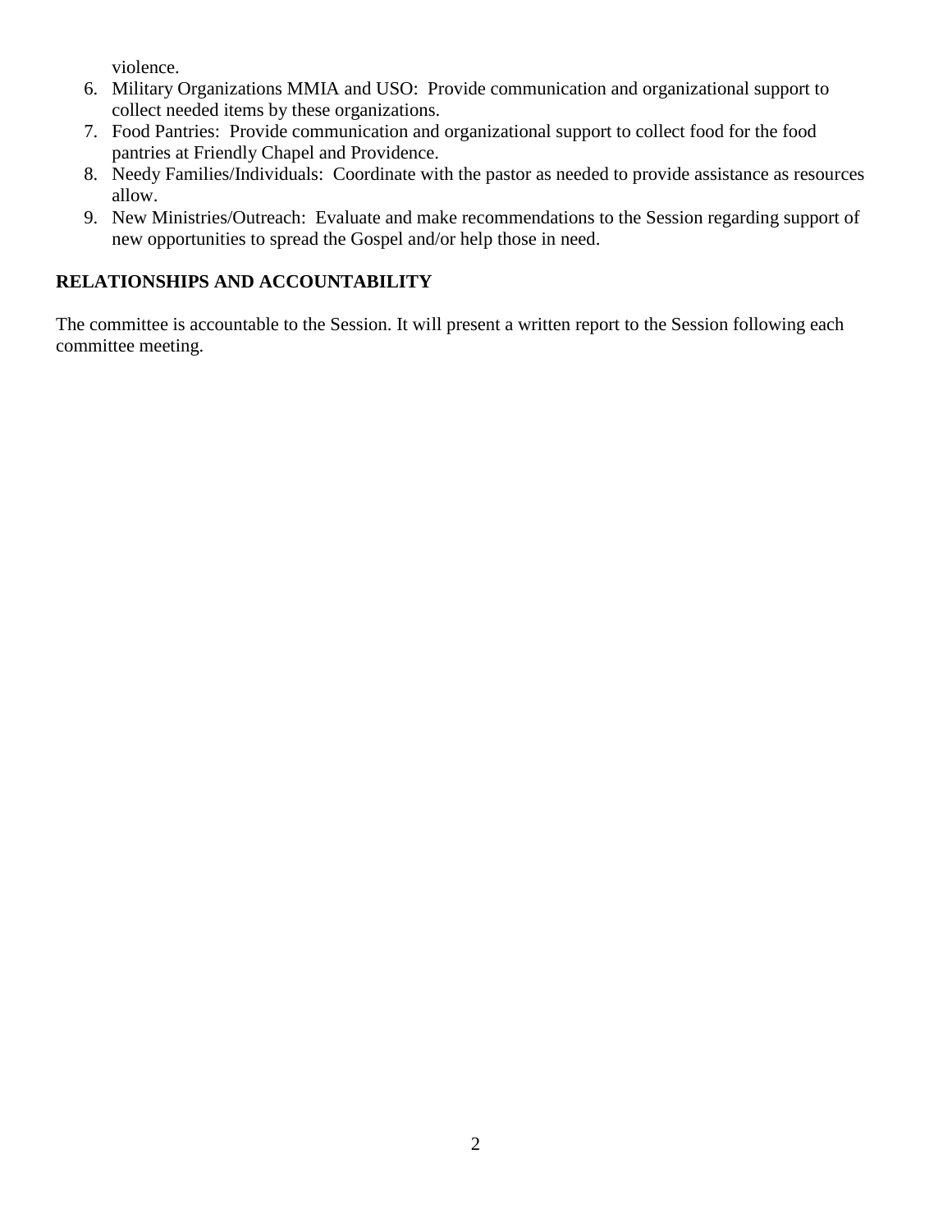violence.

6. Military Organizations MMIA and USO: Provide communication and organizational support to collect needed items by these organizations.
7. Food Pantries: Provide communication and organizational support to collect food for the food pantries at Friendly Chapel and Providence.
8. Needy Families/Individuals: Coordinate with the pastor as needed to provide assistance as resources allow.
9. New Ministries/Outreach: Evaluate and make recommendations to the Session regarding support of new opportunities to spread the Gospel and/or help those in need.

**RELATIONSHIPS AND ACCOUNTABILITY**

The committee is accountable to the Session. It will present a written report to the Session following each committee meeting.